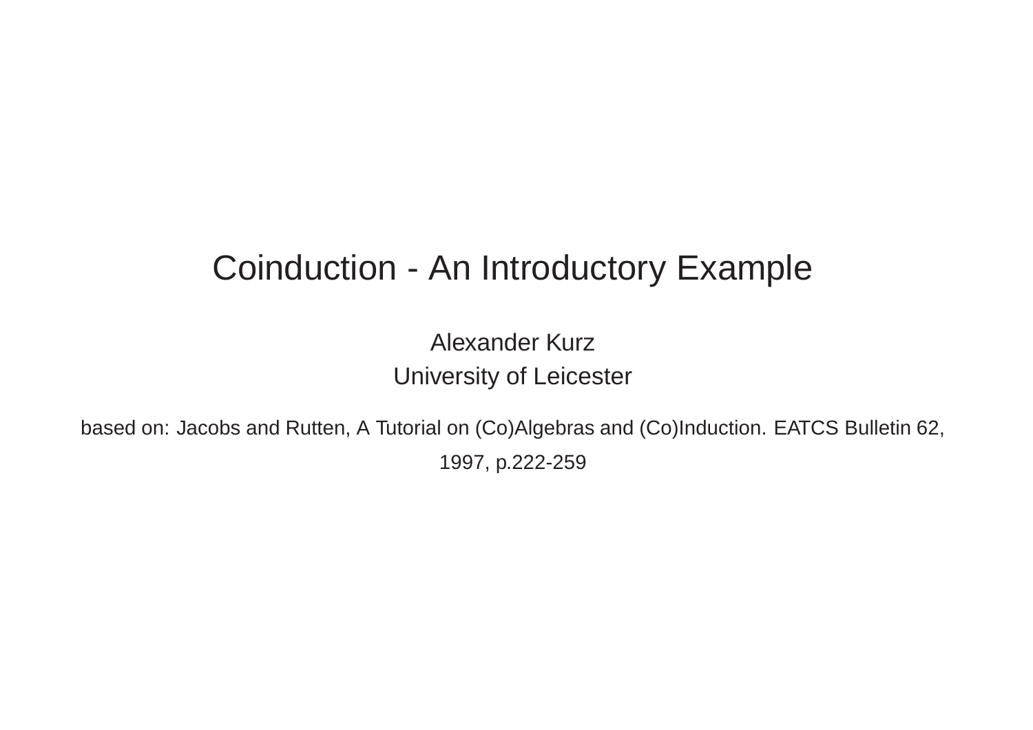# Coinduction - An Introductory Example

Alexander Kurz

University of Leicester

based on: Jacobs and Rutten, A Tutorial on (Co)Algebras and (Co)Induction. EATCS Bulletin 62, 1997, p.222-259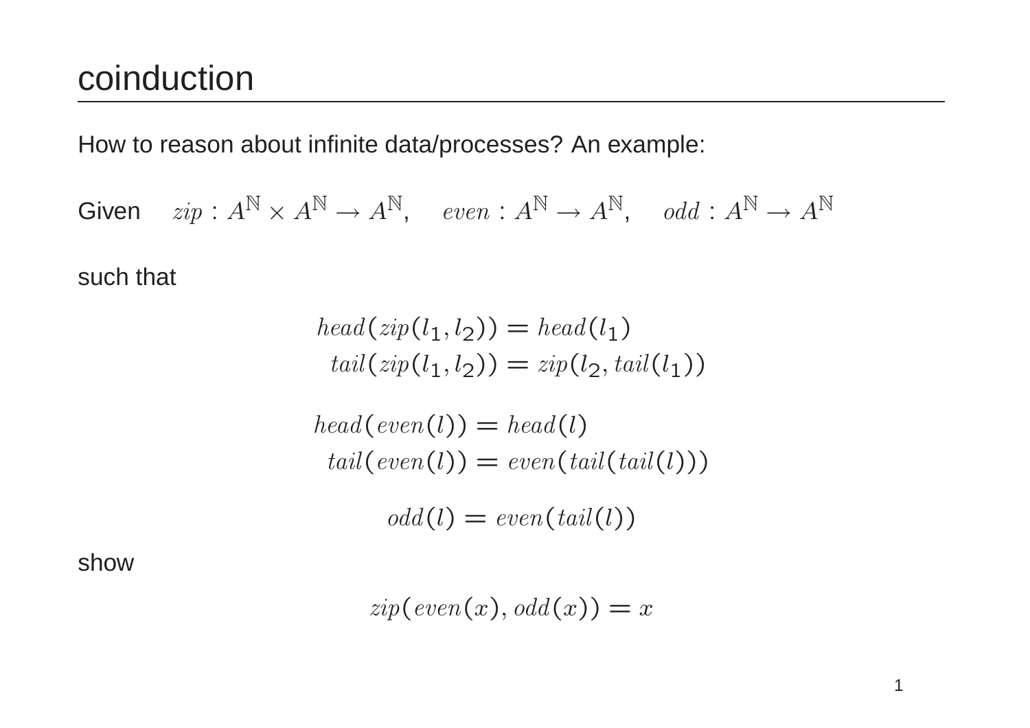# coinduction

How to reason about infinite data/processes? An example:

Given $\quad zip : A^{\mathbb{N}} \times A^{\mathbb{N}} \rightarrow A^{\mathbb{N}}, \quad even : A^{\mathbb{N}} \rightarrow A^{\mathbb{N}}, \quad odd : A^{\mathbb{N}} \rightarrow A^{\mathbb{N}}$

such that

$$
\begin{aligned}
head(zip(l_1, l_2)) &= head(l_1) \\
tail(zip(l_1, l_2)) &= zip(l_2, tail(l_1))
\end{aligned}
$$

$$
\begin{aligned}
head(even(l)) &= head(l) \\
tail(even(l)) &= even(tail(tail(l)))
\end{aligned}
$$

$$
odd(l) = even(tail(l))
$$

show

$$
zip(even(x), odd(x)) = x
$$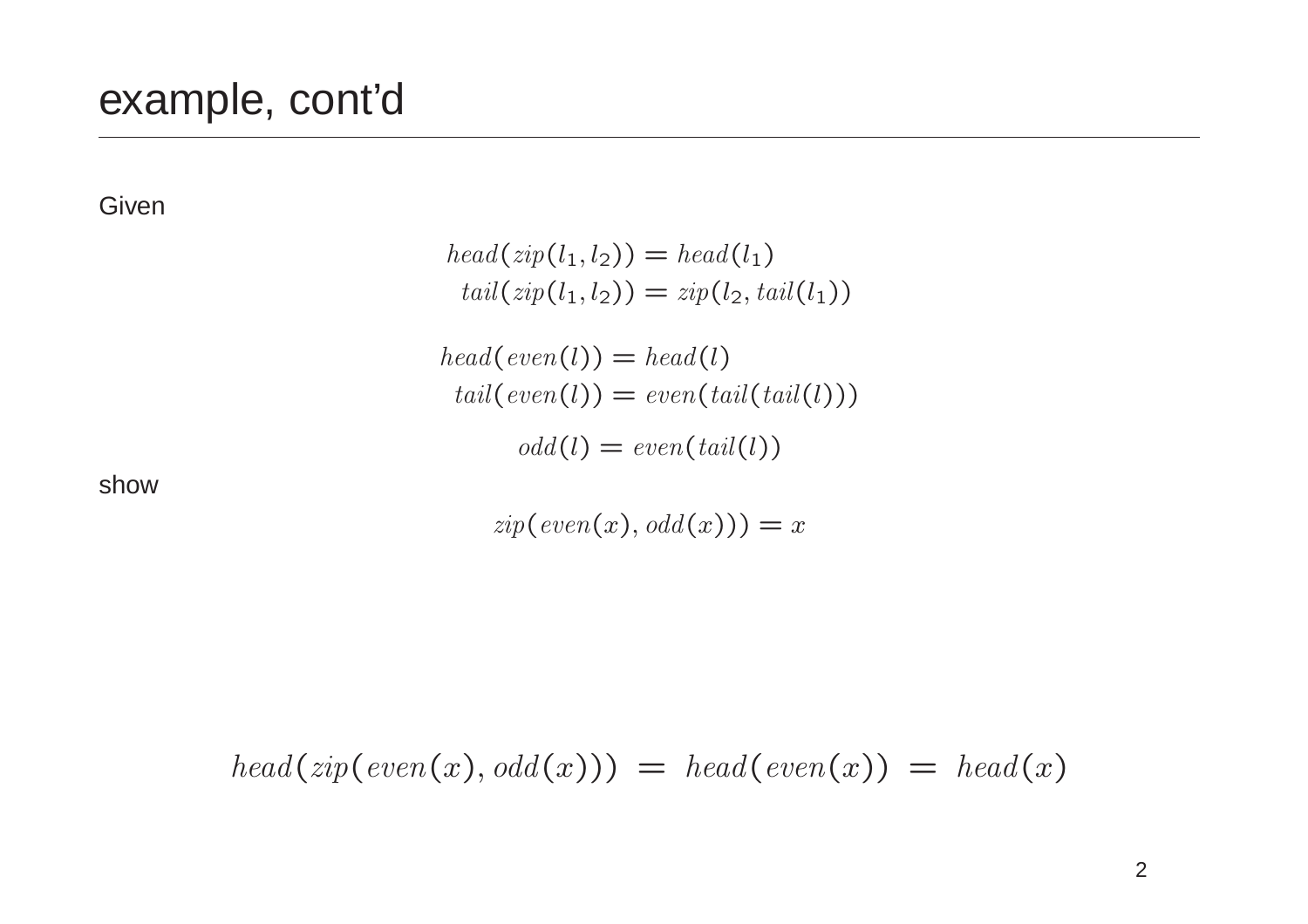# example, cont'd

Given

$$head(zip(l_1, l_2)) = head(l_1)$$
$$tail(zip(l_1, l_2)) = zip(l_2, tail(l_1))$$

$$head(even(l)) = head(l)$$
$$tail(even(l)) = even(tail(tail(l)))$$

$$odd(l) = even(tail(l))$$

show

$$zip(even(x), odd(x))) = x$$

$$head(zip(even(x), odd(x))) \;=\; head(even(x)) \;=\; head(x)$$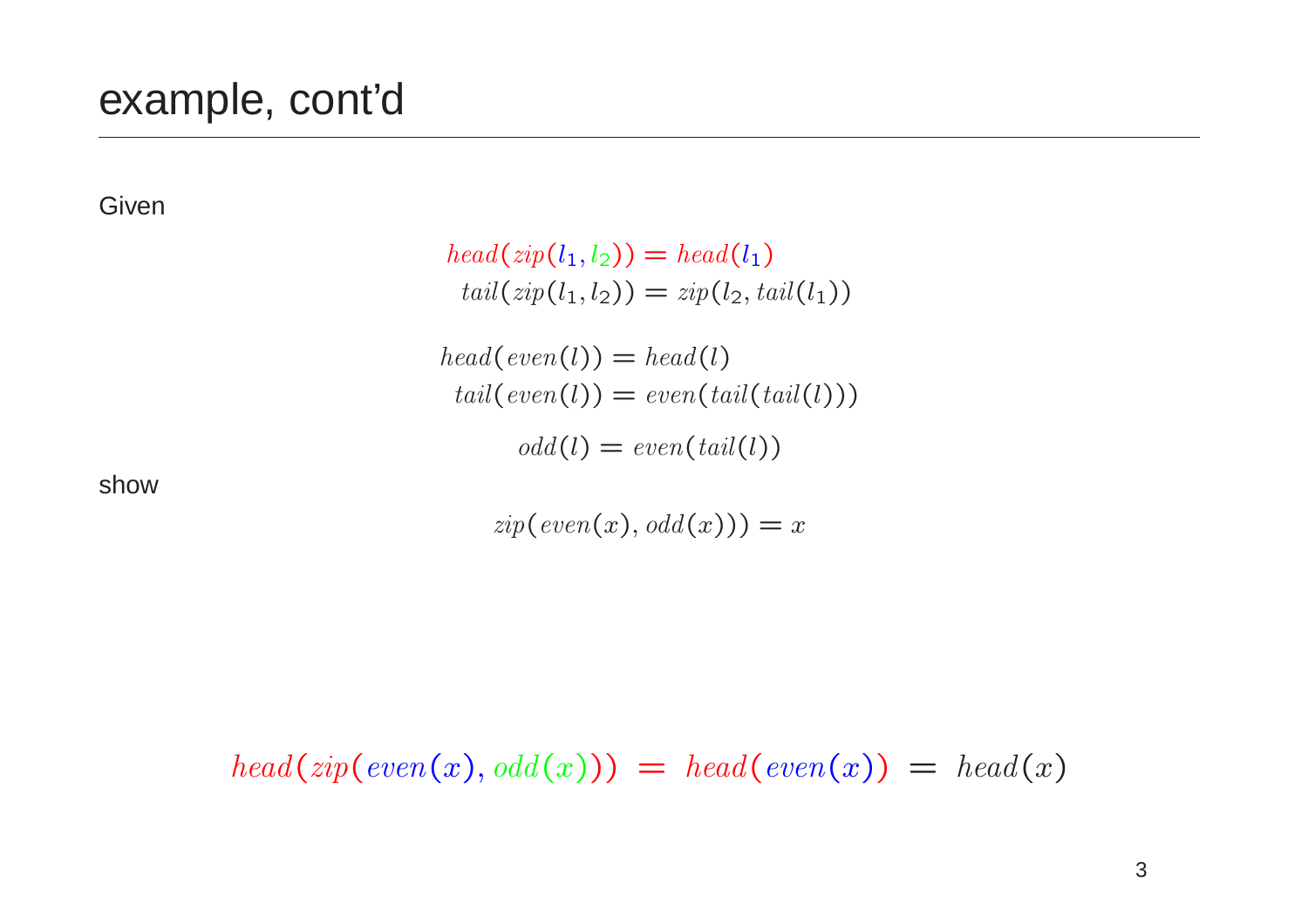# example, cont'd

Given

$$head(zip(l_1, l_2)) = head(l_1)$$
$$tail(zip(l_1, l_2)) = zip(l_2, tail(l_1))$$

$$head(even(l)) = head(l)$$
$$tail(even(l)) = even(tail(tail(l)))$$

$$odd(l) = even(tail(l))$$

show

$$zip(even(x), odd(x))) = x$$

$$head(zip(even(x), odd(x))) \;=\; head(even(x)) \;=\; head(x)$$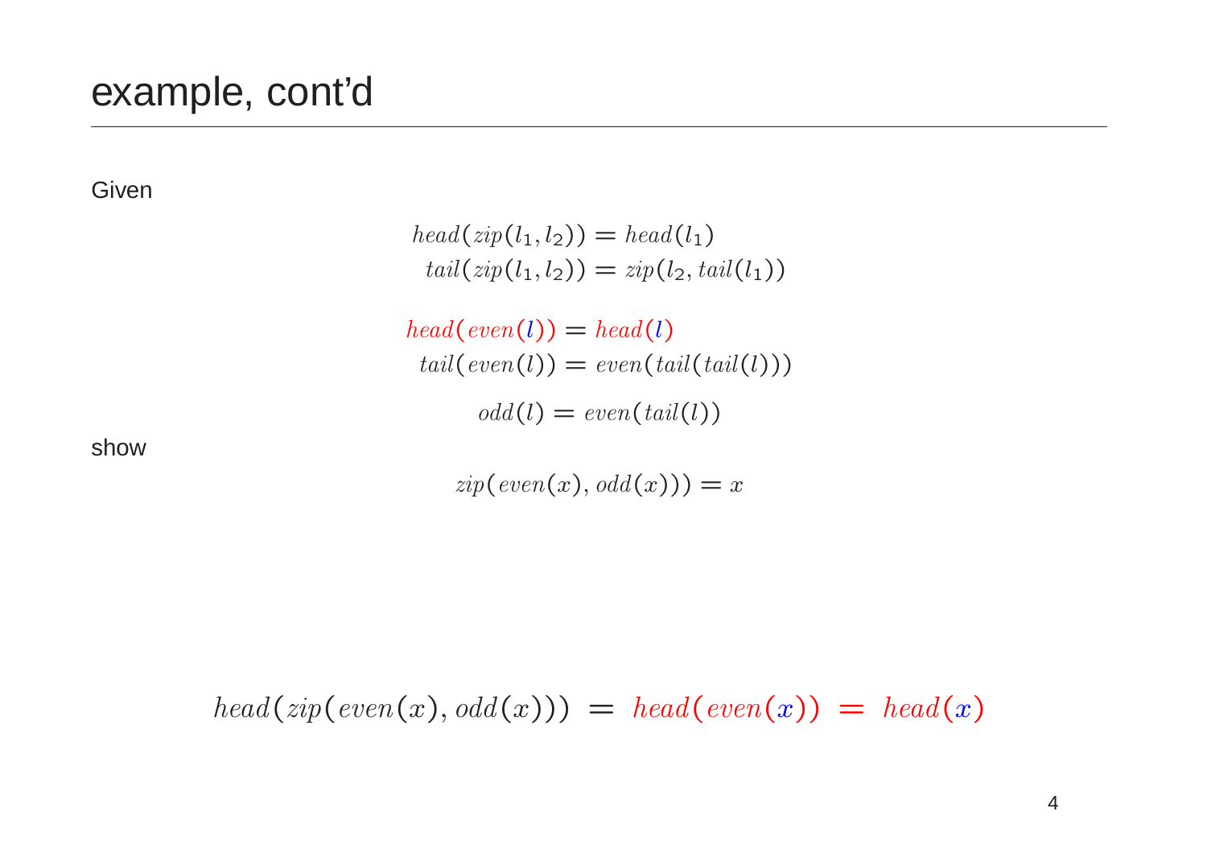# example, cont'd

Given

$$
\begin{aligned}
head(zip(l_1, l_2)) &= head(l_1) \\
tail(zip(l_1, l_2)) &= zip(l_2, tail(l_1))
\end{aligned}
$$

$$
\begin{aligned}
head(even(l)) &= head(l) \\
tail(even(l)) &= even(tail(tail(l)))
\end{aligned}
$$

$$
odd(l) = even(tail(l))
$$

show

$$
zip(even(x), odd(x))) = x
$$

$$
head(zip(even(x), odd(x))) \;=\; head(even(x)) \;=\; head(x)
$$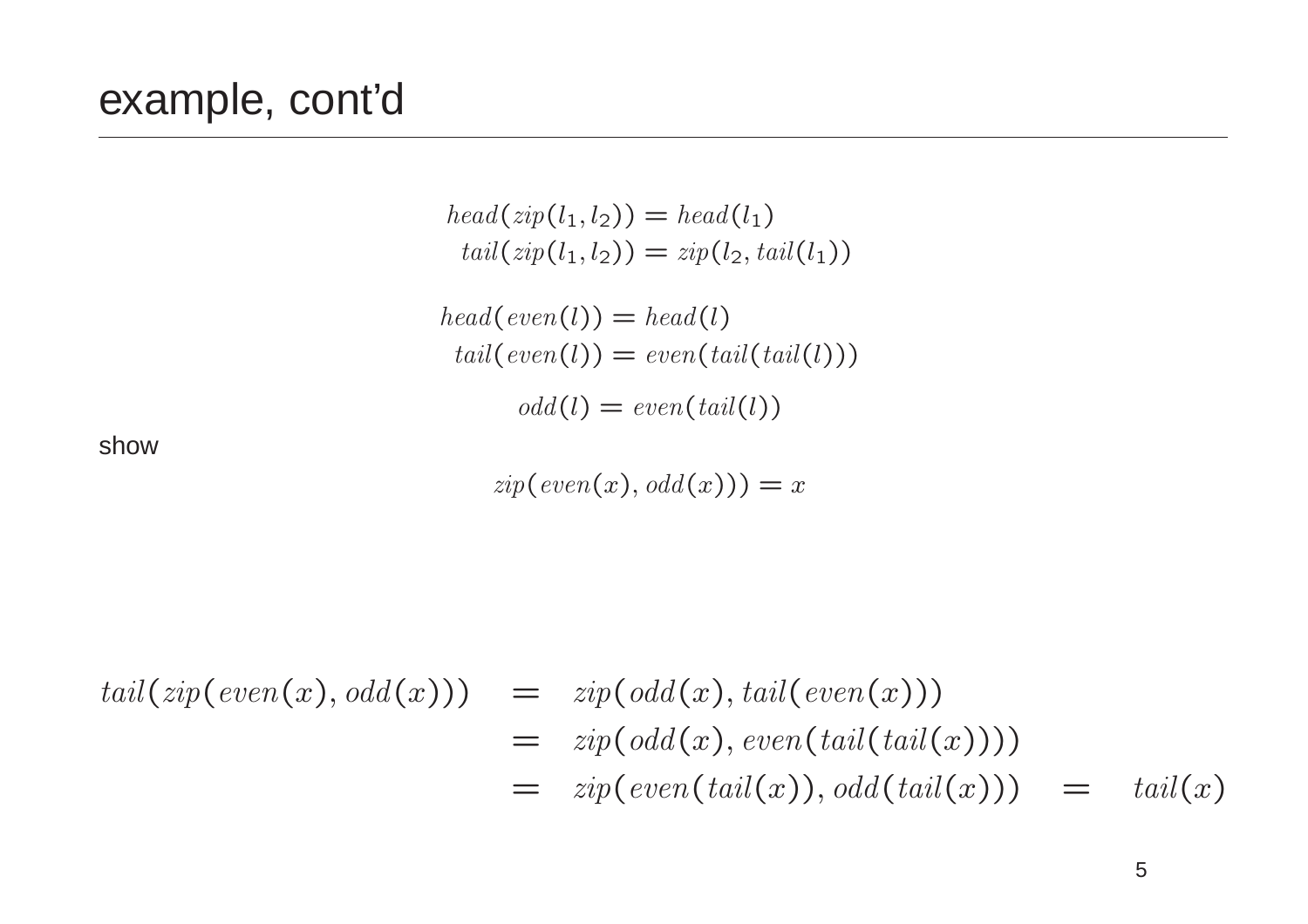# example, cont'd

$$head(zip(l_1, l_2)) = head(l_1)$$
$$tail(zip(l_1, l_2)) = zip(l_2, tail(l_1))$$

$$head(even(l)) = head(l)$$
$$tail(even(l)) = even(tail(tail(l)))$$

$$odd(l) = even(tail(l))$$

show

$$zip(even(x), odd(x))) = x$$

$$\begin{aligned}
tail(zip(even(x), odd(x))) &= zip(odd(x), tail(even(x))) \\
&= zip(odd(x), even(tail(tail(x)))) \\
&= zip(even(tail(x)), odd(tail(x))) \quad = \quad tail(x)
\end{aligned}$$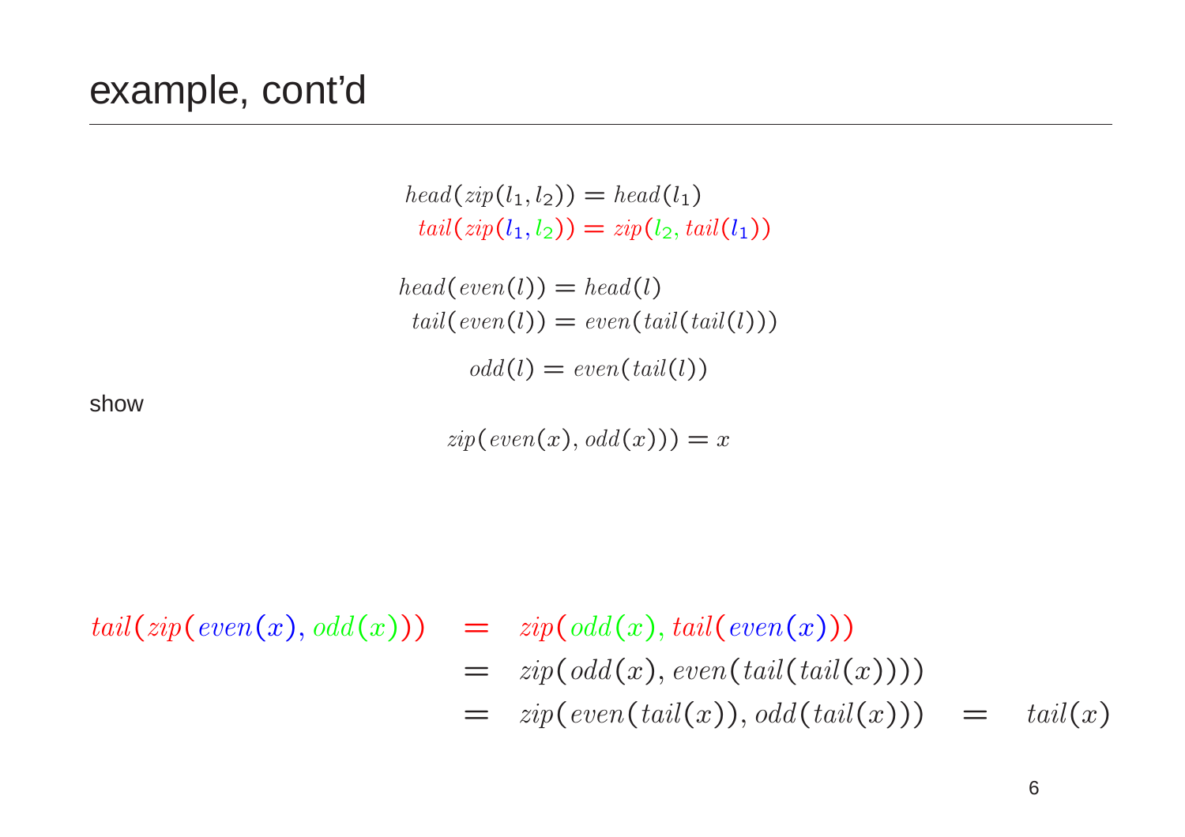# example, cont'd

$$head(zip(l_1, l_2)) = head(l_1)$$
$$tail(zip(l_1, l_2)) = zip(l_2, tail(l_1))$$

$$head(even(l)) = head(l)$$
$$tail(even(l)) = even(tail(tail(l)))$$

$$odd(l) = even(tail(l))$$

show

$$zip(even(x), odd(x))) = x$$

$$\begin{aligned}
tail(zip(even(x), odd(x))) &= zip(odd(x), tail(even(x))) \\
&= zip(odd(x), even(tail(tail(x)))) \\
&= zip(even(tail(x)), odd(tail(x))) \quad = \quad tail(x)
\end{aligned}$$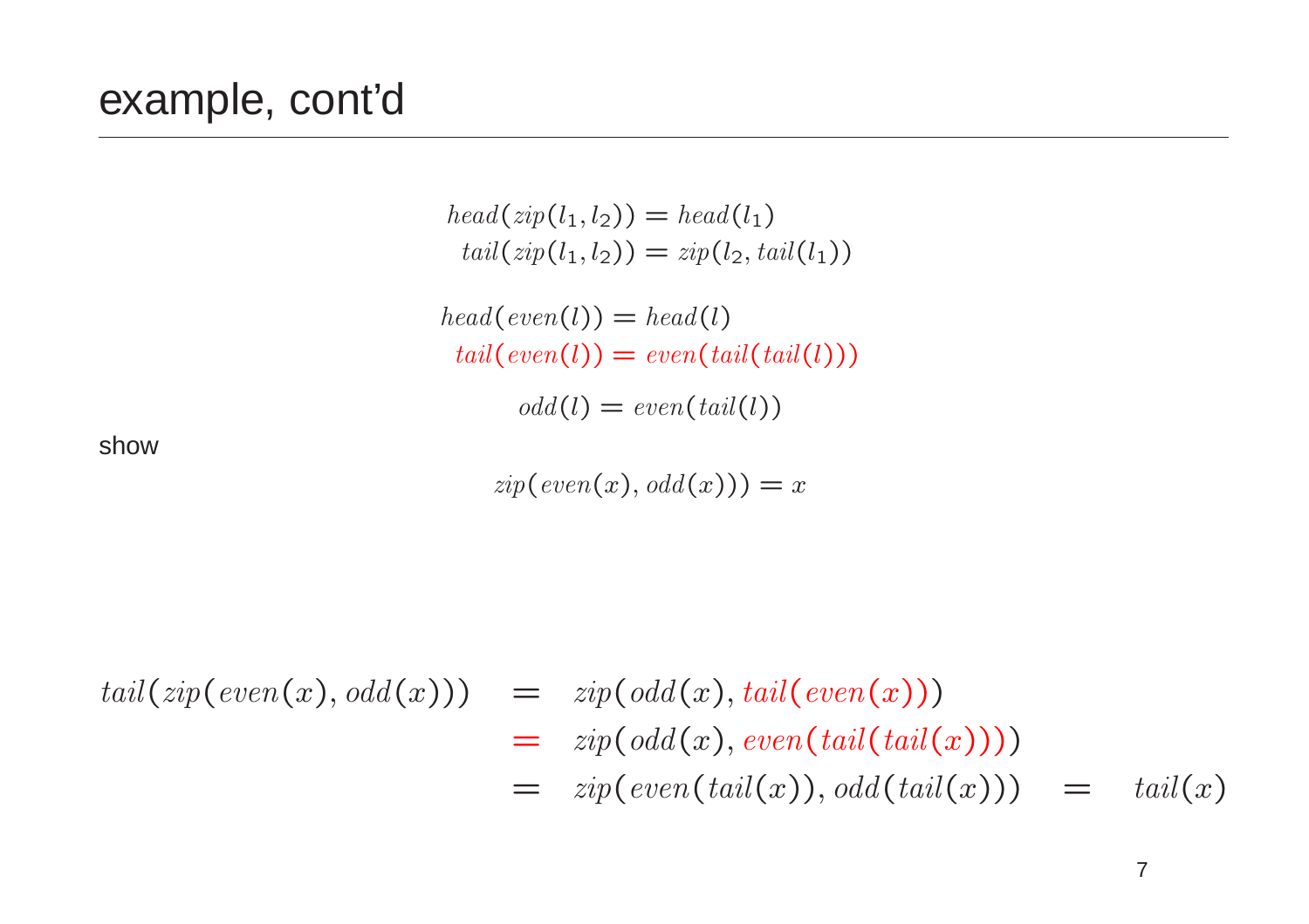# example, cont'd

$$head(zip(l_1, l_2)) = head(l_1)$$
$$tail(zip(l_1, l_2)) = zip(l_2, tail(l_1))$$

$$head(even(l)) = head(l)$$
$$tail(even(l)) = even(tail(tail(l)))$$

$$odd(l) = even(tail(l))$$

show

$$zip(even(x), odd(x))) = x$$

$$
\begin{aligned}
tail(zip(even(x), odd(x))) &= zip(odd(x), tail(even(x))) \\
&= zip(odd(x), even(tail(tail(x)))) \\
&= zip(even(tail(x)), odd(tail(x))) \quad = \quad tail(x)
\end{aligned}
$$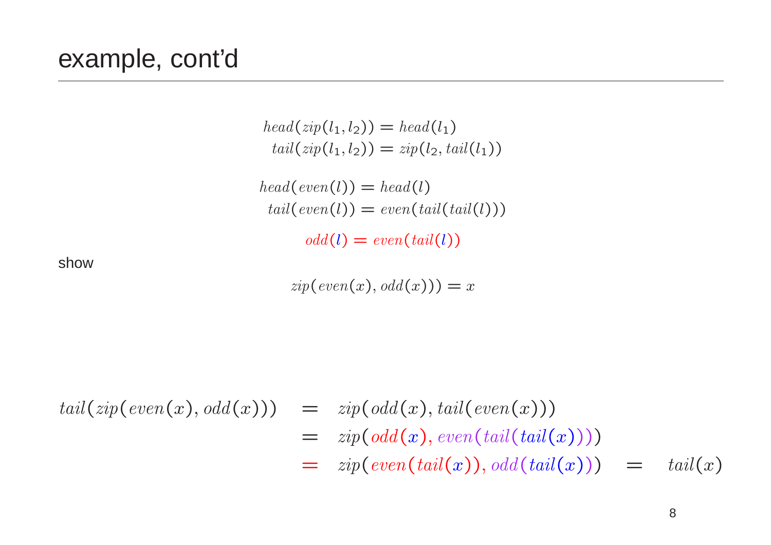# example, cont'd

$$head(zip(l_1, l_2)) = head(l_1)$$
$$tail(zip(l_1, l_2)) = zip(l_2, tail(l_1))$$

$$head(even(l)) = head(l)$$
$$tail(even(l)) = even(tail(tail(l)))$$

$$odd(l) = even(tail(l))$$

show

$$zip(even(x), odd(x))) = x$$

$$\begin{aligned}
tail(zip(even(x), odd(x))) &= zip(odd(x), tail(even(x))) \\
&= zip(odd(x), even(tail(tail(x)))) \\
&= zip(even(tail(x)), odd(tail(x))) \quad = \quad tail(x)
\end{aligned}$$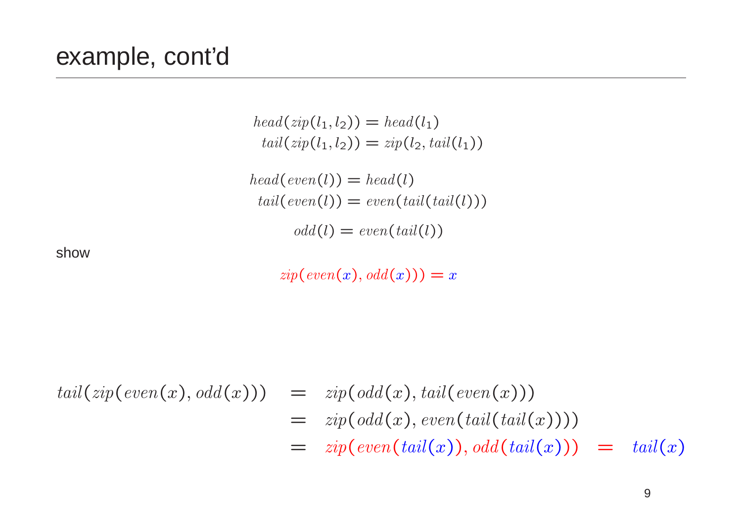## example, cont'd

$$head(zip(l_1, l_2)) = head(l_1)$$
$$tail(zip(l_1, l_2)) = zip(l_2, tail(l_1))$$

$$head(even(l)) = head(l)$$
$$tail(even(l)) = even(tail(tail(l)))$$

$$odd(l) = even(tail(l))$$

show

$$zip(even(x), odd(x))) = x$$

$$\begin{aligned}
tail(zip(even(x), odd(x))) &= zip(odd(x), tail(even(x))) \\
&= zip(odd(x), even(tail(tail(x)))) \\
&= zip(even(tail(x)), odd(tail(x))) \quad = \quad tail(x)
\end{aligned}$$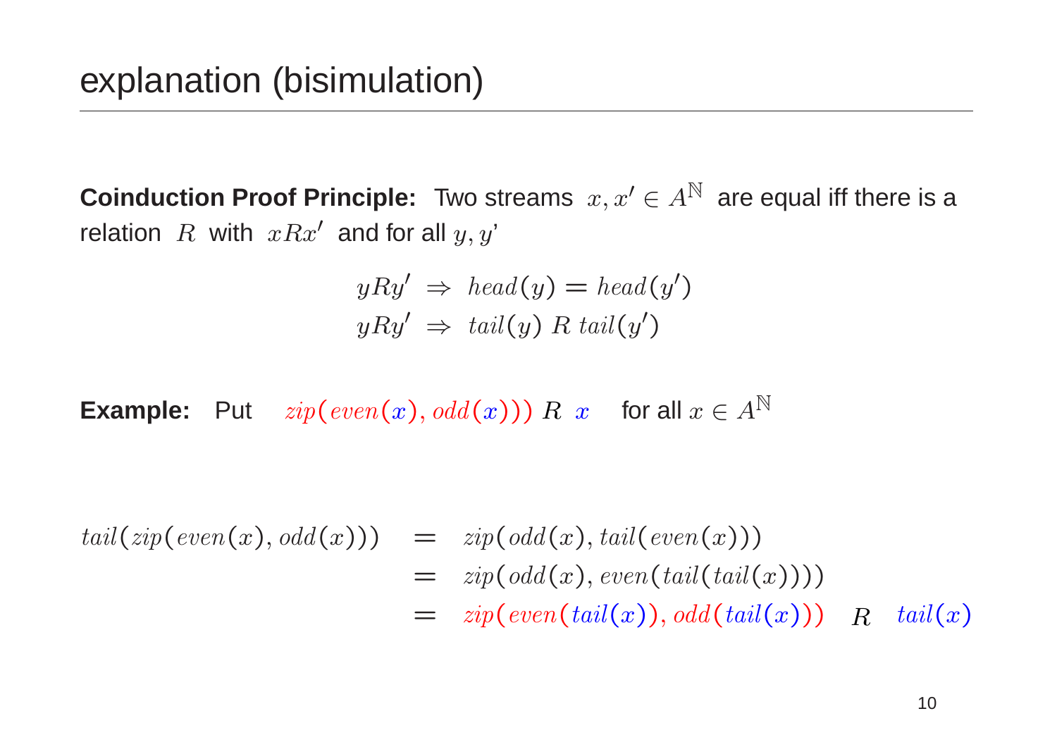# explanation (bisimulation)

**Coinduction Proof Principle:** Two streams $x, x' \in A^{\mathbb{N}}$ are equal iff there is a relation $R$ with $xRx'$ and for all $y, y'$

$$
\begin{aligned}
yRy' &\Rightarrow head(y) = head(y') \\
yRy' &\Rightarrow tail(y) \; R \; tail(y')
\end{aligned}
$$

**Example:** Put $zip(even(x), odd(x)) \; R \; x$ for all $x \in A^{\mathbb{N}}$

$$
\begin{aligned}
tail(zip(even(x), odd(x))) &= zip(odd(x), tail(even(x))) \\
&= zip(odd(x), even(tail(tail(x)))) \\
&= zip(even(tail(x)), odd(tail(x))) \quad R \quad tail(x)
\end{aligned}
$$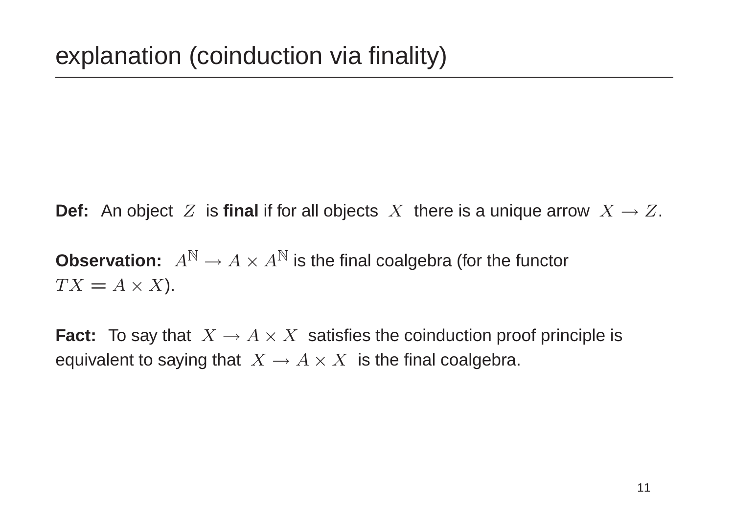# explanation (coinduction via finality)

**Def:** An object $Z$ is **final** if for all objects $X$ there is a unique arrow $X \to Z$.

**Observation:** $A^{\mathbb{N}} \to A \times A^{\mathbb{N}}$ is the final coalgebra (for the functor $TX = A \times X$).

**Fact:** To say that $X \to A \times X$ satisfies the coinduction proof principle is equivalent to saying that $X \to A \times X$ is the final coalgebra.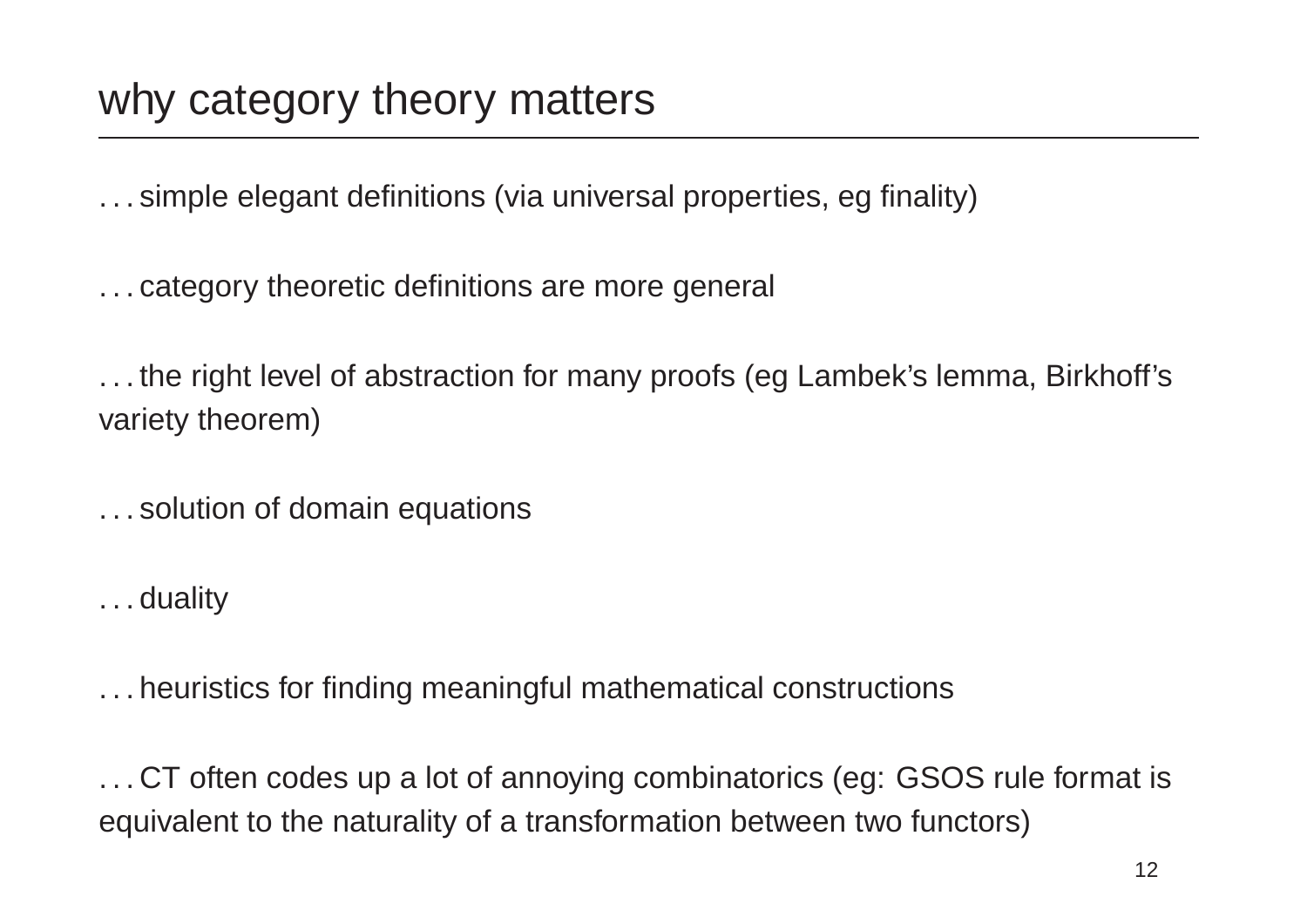# why category theory matters

. . . simple elegant definitions (via universal properties, eg finality)

. . . category theoretic definitions are more general

. . . the right level of abstraction for many proofs (eg Lambek's lemma, Birkhoff's variety theorem)

. . . solution of domain equations

. . . duality

. . . heuristics for finding meaningful mathematical constructions

. . . CT often codes up a lot of annoying combinatorics (eg: GSOS rule format is equivalent to the naturality of a transformation between two functors)